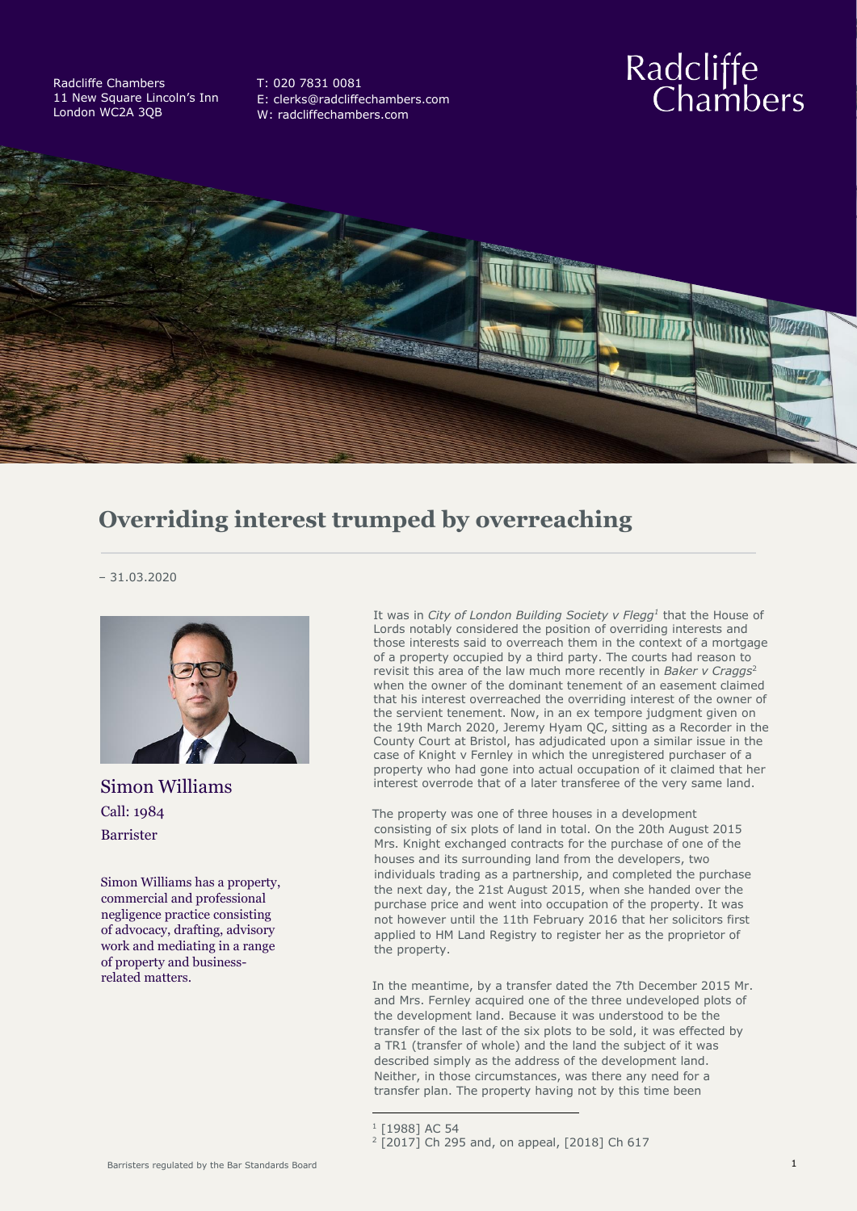Radcliffe Chambers
11 New Square Lincoln's Inn
London WC2A 3QB

T: 020 7831 0081
E: clerks@radcliffechambers.com
W: radcliffechambers.com

# Overriding interest trumped by overreaching

– 31.03.2020

Simon Williams
Call: 1984
Barrister

Simon Williams has a property, commercial and professional negligence practice consisting of advocacy, drafting, advisory work and mediating in a range of property and business-related matters.

It was in *City of London Building Society v Flegg*[1] that the House of Lords notably considered the position of overriding interests and those interests said to overreach them in the context of a mortgage of a property occupied by a third party. The courts had reason to revisit this area of the law much more recently in *Baker v Craggs*[2] when the owner of the dominant tenement of an easement claimed that his interest overreached the overriding interest of the owner of the servient tenement. Now, in an ex tempore judgment given on the 19th March 2020, Jeremy Hyam QC, sitting as a Recorder in the County Court at Bristol, has adjudicated upon a similar issue in the case of Knight v Fernley in which the unregistered purchaser of a property who had gone into actual occupation of it claimed that her interest overrode that of a later transferee of the very same land.

The property was one of three houses in a development consisting of six plots of land in total. On the 20th August 2015 Mrs. Knight exchanged contracts for the purchase of one of the houses and its surrounding land from the developers, two individuals trading as a partnership, and completed the purchase the next day, the 21st August 2015, when she handed over the purchase price and went into occupation of the property. It was not however until the 11th February 2016 that her solicitors first applied to HM Land Registry to register her as the proprietor of the property.

In the meantime, by a transfer dated the 7th December 2015 Mr. and Mrs. Fernley acquired one of the three undeveloped plots of the development land. Because it was understood to be the transfer of the last of the six plots to be sold, it was effected by a TR1 (transfer of whole) and the land the subject of it was described simply as the address of the development land. Neither, in those circumstances, was there any need for a transfer plan. The property having not by this time been

[1] [1988] AC 54
[2] [2017] Ch 295 and, on appeal, [2018] Ch 617

Barristers regulated by the Bar Standards Board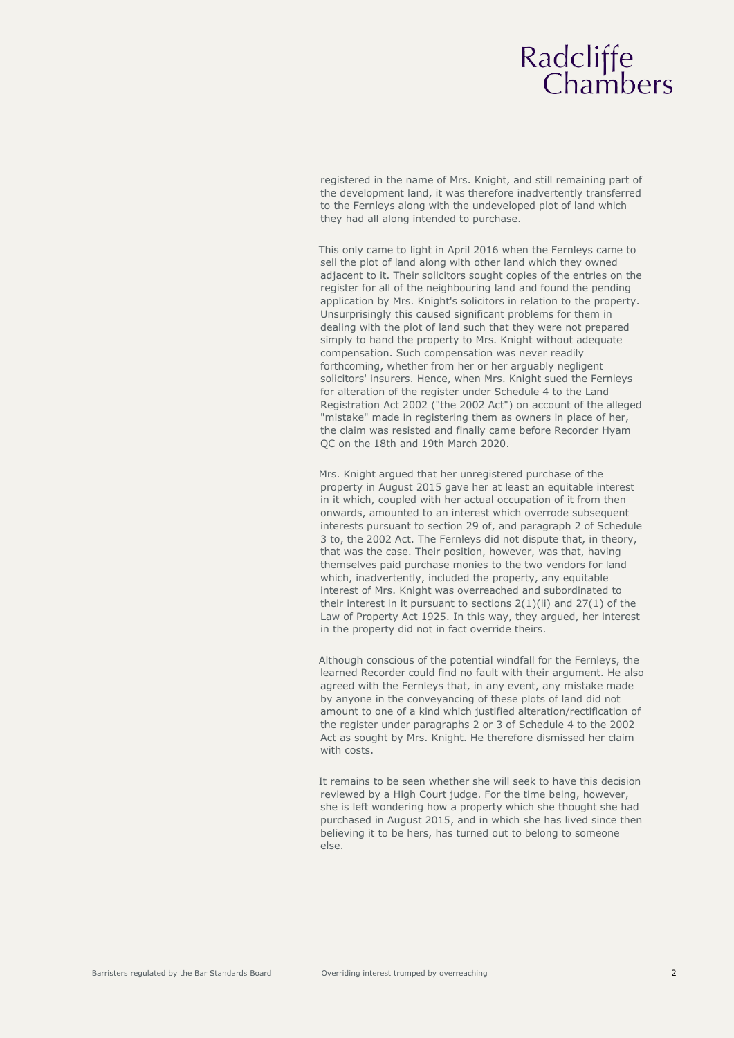registered in the name of Mrs. Knight, and still remaining part of the development land, it was therefore inadvertently transferred to the Fernleys along with the undeveloped plot of land which they had all along intended to purchase.

This only came to light in April 2016 when the Fernleys came to sell the plot of land along with other land which they owned adjacent to it. Their solicitors sought copies of the entries on the register for all of the neighbouring land and found the pending application by Mrs. Knight's solicitors in relation to the property. Unsurprisingly this caused significant problems for them in dealing with the plot of land such that they were not prepared simply to hand the property to Mrs. Knight without adequate compensation. Such compensation was never readily forthcoming, whether from her or her arguably negligent solicitors' insurers. Hence, when Mrs. Knight sued the Fernleys for alteration of the register under Schedule 4 to the Land Registration Act 2002 ("the 2002 Act") on account of the alleged "mistake" made in registering them as owners in place of her, the claim was resisted and finally came before Recorder Hyam QC on the 18th and 19th March 2020.

Mrs. Knight argued that her unregistered purchase of the property in August 2015 gave her at least an equitable interest in it which, coupled with her actual occupation of it from then onwards, amounted to an interest which overrode subsequent interests pursuant to section 29 of, and paragraph 2 of Schedule 3 to, the 2002 Act. The Fernleys did not dispute that, in theory, that was the case. Their position, however, was that, having themselves paid purchase monies to the two vendors for land which, inadvertently, included the property, any equitable interest of Mrs. Knight was overreached and subordinated to their interest in it pursuant to sections 2(1)(ii) and 27(1) of the Law of Property Act 1925. In this way, they argued, her interest in the property did not in fact override theirs.

Although conscious of the potential windfall for the Fernleys, the learned Recorder could find no fault with their argument. He also agreed with the Fernleys that, in any event, any mistake made by anyone in the conveyancing of these plots of land did not amount to one of a kind which justified alteration/rectification of the register under paragraphs 2 or 3 of Schedule 4 to the 2002 Act as sought by Mrs. Knight. He therefore dismissed her claim with costs.

It remains to be seen whether she will seek to have this decision reviewed by a High Court judge. For the time being, however, she is left wondering how a property which she thought she had purchased in August 2015, and in which she has lived since then believing it to be hers, has turned out to belong to someone else.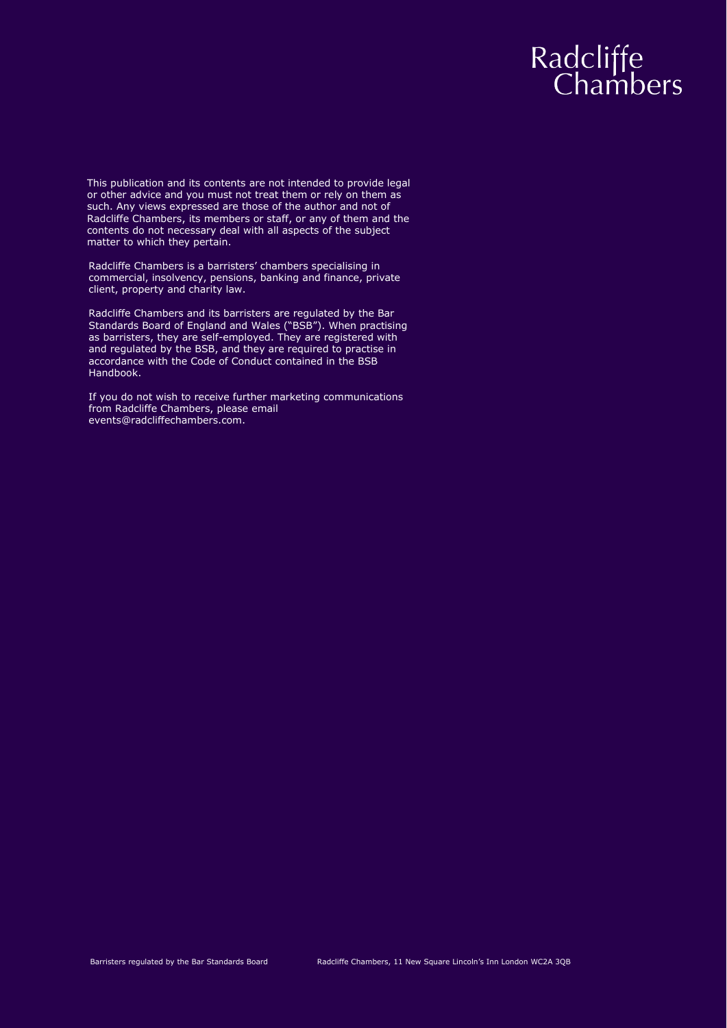Radcliffe Chambers

This publication and its contents are not intended to provide legal or other advice and you must not treat them or rely on them as such. Any views expressed are those of the author and not of Radcliffe Chambers, its members or staff, or any of them and the contents do not necessary deal with all aspects of the subject matter to which they pertain.

Radcliffe Chambers is a barristers' chambers specialising in commercial, insolvency, pensions, banking and finance, private client, property and charity law.

Radcliffe Chambers and its barristers are regulated by the Bar Standards Board of England and Wales ("BSB"). When practising as barristers, they are self-employed. They are registered with and regulated by the BSB, and they are required to practise in accordance with the Code of Conduct contained in the BSB Handbook.

If you do not wish to receive further marketing communications from Radcliffe Chambers, please email events@radcliffechambers.com.

Barristers regulated by the Bar Standards Board

Radcliffe Chambers, 11 New Square Lincoln's Inn London WC2A 3QB